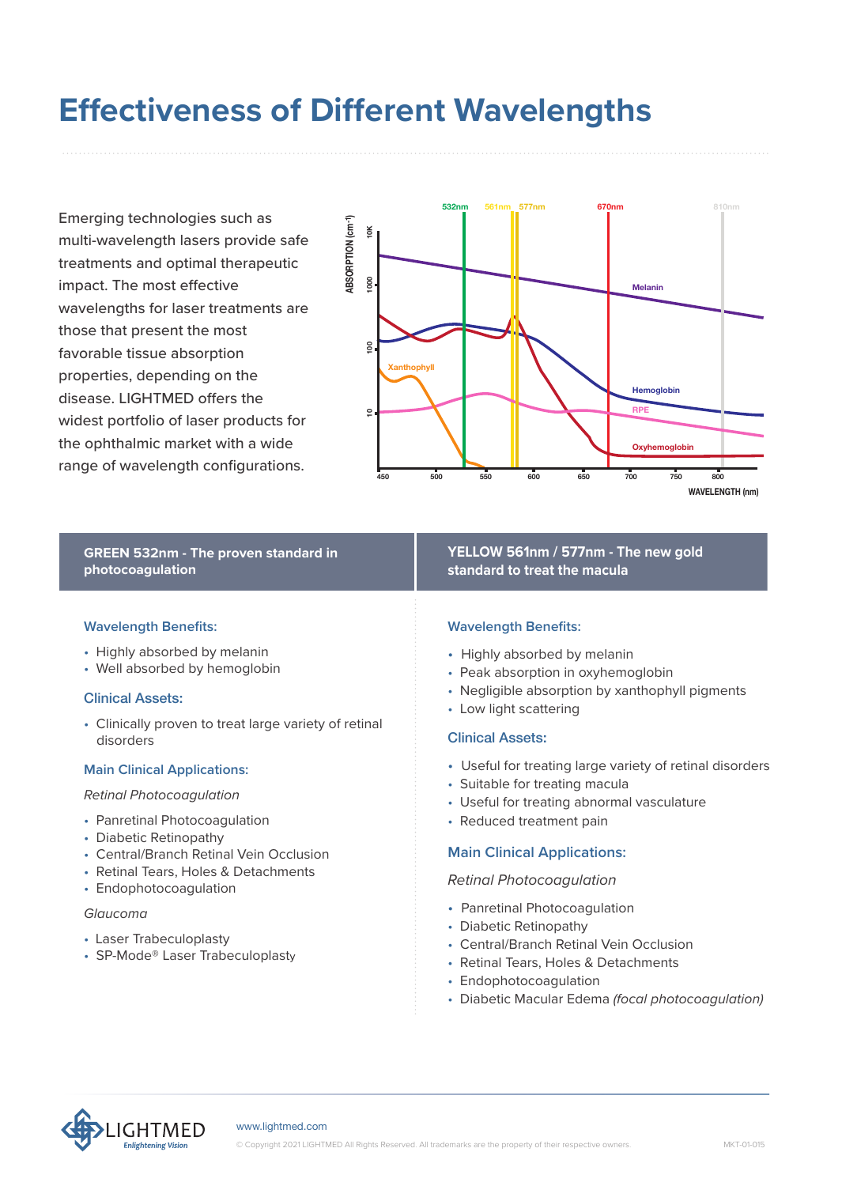# Effectiveness of Different Wavelengths

Emerging technologies such as multi-wavelength lasers provide safe treatments and optimal therapeutic impact. The most effective wavelengths for laser treatments are those that present the most favorable tissue absorption properties, depending on the disease. LIGHTMED offers the widest portfolio of laser products for the ophthalmic market with a wide range of wavelength configurations.

## GREEN 532nm - The proven standard in photocoagulation

### Wavelength Benefits:

- Highly absorbed by melanin
- Well absorbed by hemoglobin

### Clinical Assets:

- Clinically proven to treat large variety of retinal disorders

### Main Clinical Applications:

*Retinal Photocoagulation*

- Panretinal Photocoagulation
- Diabetic Retinopathy
- Central/Branch Retinal Vein Occlusion
- Retinal Tears, Holes & Detachments
- Endophotocoagulation

*Glaucoma*

- Laser Trabeculoplasty
- SP-Mode® Laser Trabeculoplasty

## YELLOW 561nm / 577nm - The new gold standard to treat the macula

### Wavelength Benefits:

- Highly absorbed by melanin
- Peak absorption in oxyhemoglobin
- Negligible absorption by xanthophyll pigments
- Low light scattering

### Clinical Assets:

- Useful for treating large variety of retinal disorders
- Suitable for treating macula
- Useful for treating abnormal vasculature
- Reduced treatment pain

### Main Clinical Applications:

*Retinal Photocoagulation*

- Panretinal Photocoagulation
- Diabetic Retinopathy
- Central/Branch Retinal Vein Occlusion
- Retinal Tears, Holes & Detachments
- Endophotocoagulation
- Diabetic Macular Edema *(focal photocoagulation)*

LIGHTMED
Enlightening Vision

www.lightmed.com

© Copyright 2021 LIGHTMED All Rights Reserved. All trademarks are the property of their respective owners.

MKT-01-015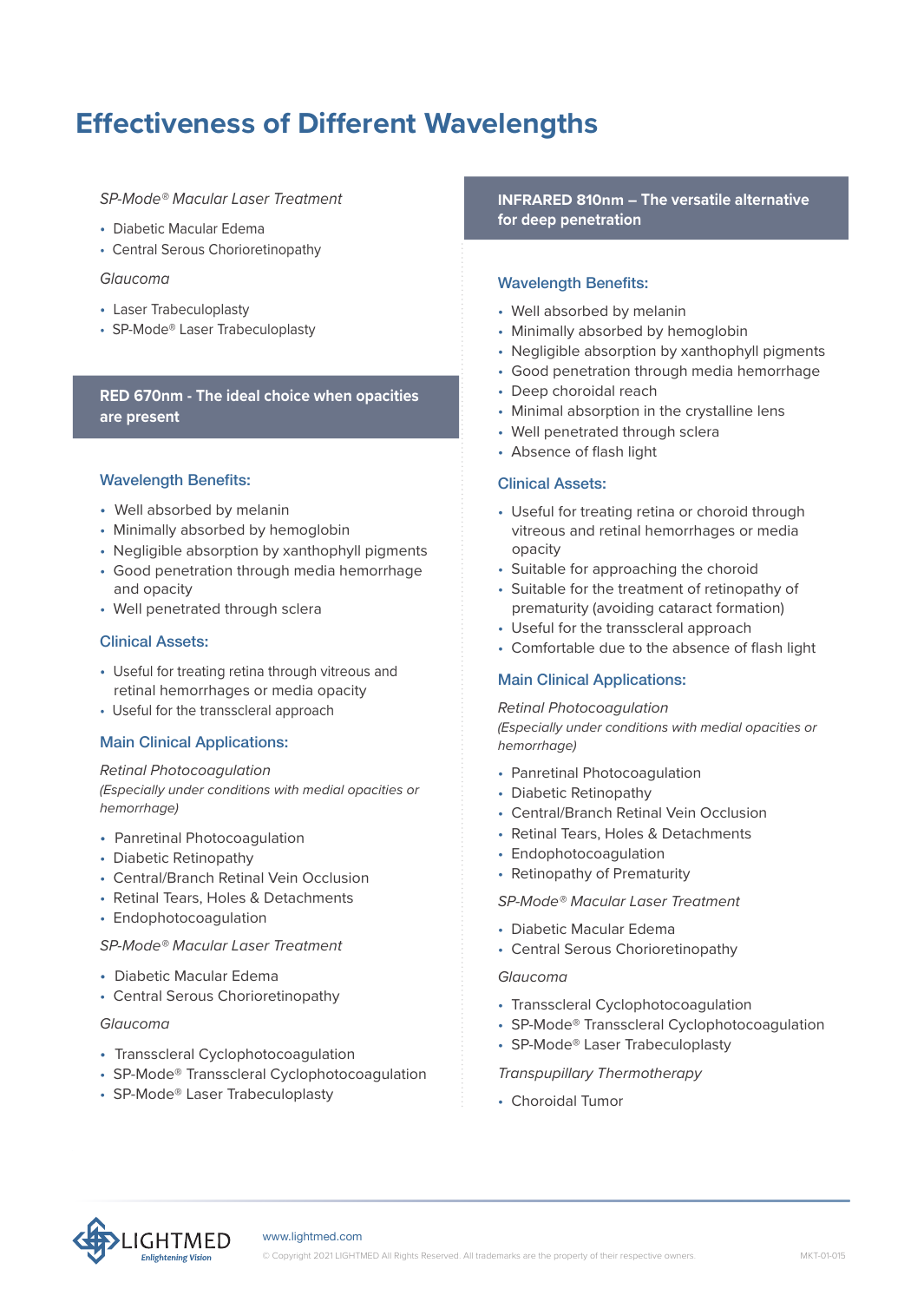# Effectiveness of Different Wavelengths

*SP-Mode® Macular Laser Treatment*

- Diabetic Macular Edema
- Central Serous Chorioretinopathy

*Glaucoma*

- Laser Trabeculoplasty
- SP-Mode® Laser Trabeculoplasty

## RED 670nm - The ideal choice when opacities are present

### Wavelength Benefits:

- Well absorbed by melanin
- Minimally absorbed by hemoglobin
- Negligible absorption by xanthophyll pigments
- Good penetration through media hemorrhage and opacity
- Well penetrated through sclera

### Clinical Assets:

- Useful for treating retina through vitreous and retinal hemorrhages or media opacity
- Useful for the transscleral approach

### Main Clinical Applications:

*Retinal Photocoagulation*
*(Especially under conditions with medial opacities or hemorrhage)*

- Panretinal Photocoagulation
- Diabetic Retinopathy
- Central/Branch Retinal Vein Occlusion
- Retinal Tears, Holes & Detachments
- Endophotocoagulation

*SP-Mode® Macular Laser Treatment*

- Diabetic Macular Edema
- Central Serous Chorioretinopathy

*Glaucoma*

- Transscleral Cyclophotocoagulation
- SP-Mode® Transscleral Cyclophotocoagulation
- SP-Mode® Laser Trabeculoplasty

## INFRARED 810nm – The versatile alternative for deep penetration

### Wavelength Benefits:

- Well absorbed by melanin
- Minimally absorbed by hemoglobin
- Negligible absorption by xanthophyll pigments
- Good penetration through media hemorrhage
- Deep choroidal reach
- Minimal absorption in the crystalline lens
- Well penetrated through sclera
- Absence of flash light

### Clinical Assets:

- Useful for treating retina or choroid through vitreous and retinal hemorrhages or media opacity
- Suitable for approaching the choroid
- Suitable for the treatment of retinopathy of prematurity (avoiding cataract formation)
- Useful for the transscleral approach
- Comfortable due to the absence of flash light

### Main Clinical Applications:

*Retinal Photocoagulation*
*(Especially under conditions with medial opacities or hemorrhage)*

- Panretinal Photocoagulation
- Diabetic Retinopathy
- Central/Branch Retinal Vein Occlusion
- Retinal Tears, Holes & Detachments
- Endophotocoagulation
- Retinopathy of Prematurity

*SP-Mode® Macular Laser Treatment*

- Diabetic Macular Edema
- Central Serous Chorioretinopathy

*Glaucoma*

- Transscleral Cyclophotocoagulation
- SP-Mode® Transscleral Cyclophotocoagulation
- SP-Mode® Laser Trabeculoplasty

*Transpupillary Thermotherapy*

- Choroidal Tumor

LIGHTMED
Enlightening Vision

www.lightmed.com
© Copyright 2021 LIGHTMED All Rights Reserved. All trademarks are the property of their respective owners.

MKT-01-015